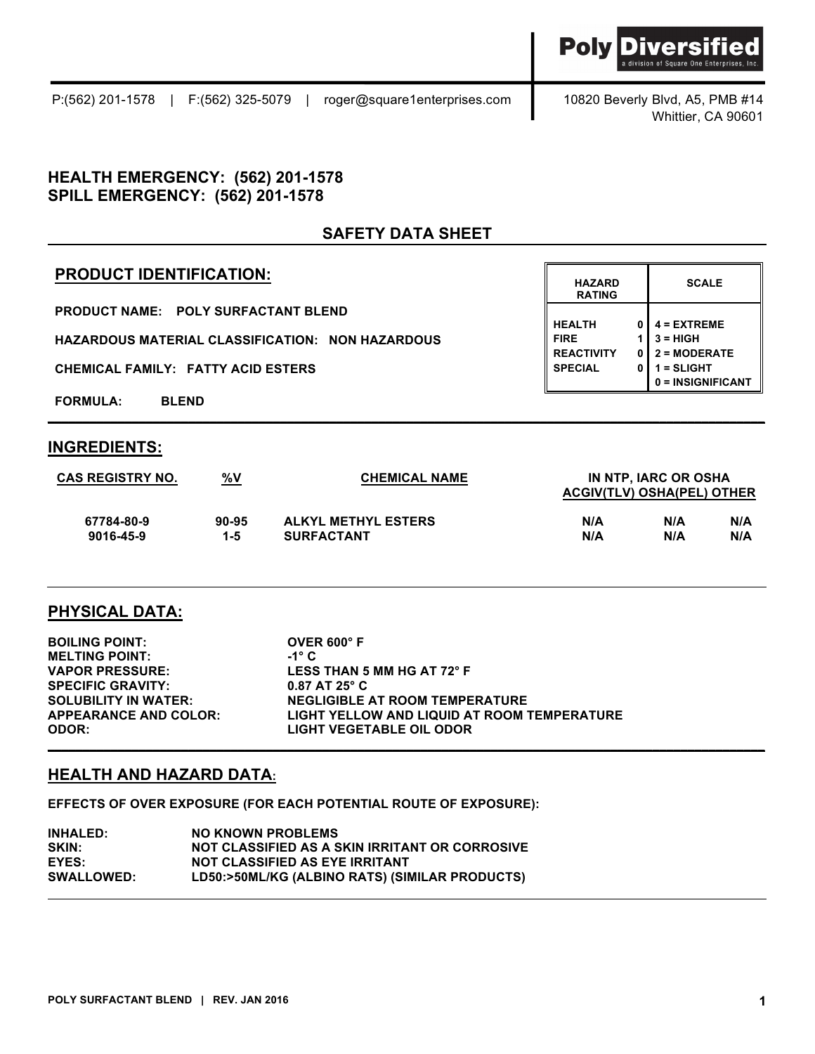**Poly Diversified**
a division of Square One Enterprises, Inc.

P:(562) 201-1578 | F:(562) 325-5079 | roger@square1enterprises.com

10820 Beverly Blvd, A5, PMB #14
Whittier, CA 90601

**HEALTH EMERGENCY: (562) 201-1578**
**SPILL EMERGENCY: (562) 201-1578**

## SAFETY DATA SHEET

## PRODUCT IDENTIFICATION:

**PRODUCT NAME:** POLY SURFACTANT BLEND

**HAZARDOUS MATERIAL CLASSIFICATION:** NON HAZARDOUS

**CHEMICAL FAMILY:** FATTY ACID ESTERS

**FORMULA:** BLEND

| HAZARD RATING | | SCALE |
|---|---|---|
| HEALTH | 0 | 4 = EXTREME |
| FIRE | 1 | 3 = HIGH |
| REACTIVITY | 0 | 2 = MODERATE |
| SPECIAL | 0 | 1 = SLIGHT |
| | | 0 = INSIGNIFICANT |

## INGREDIENTS:

| CAS REGISTRY NO. | %V | CHEMICAL NAME | IN NTP, IARC OR OSHA ACGIV(TLV) | OSHA(PEL) | OTHER |
|---|---|---|---|---|---|
| 67784-80-9 | 90-95 | ALKYL METHYL ESTERS | N/A | N/A | N/A |
| 9016-45-9 | 1-5 | SURFACTANT | N/A | N/A | N/A |

## PHYSICAL DATA:

| | |
|---|---|
| BOILING POINT: | OVER 600° F |
| MELTING POINT: | -1° C |
| VAPOR PRESSURE: | LESS THAN 5 MM HG AT 72° F |
| SPECIFIC GRAVITY: | 0.87 AT 25° C |
| SOLUBILITY IN WATER: | NEGLIGIBLE AT ROOM TEMPERATURE |
| APPEARANCE AND COLOR: | LIGHT YELLOW AND LIQUID AT ROOM TEMPERATURE |
| ODOR: | LIGHT VEGETABLE OIL ODOR |

## HEALTH AND HAZARD DATA:

**EFFECTS OF OVER EXPOSURE (FOR EACH POTENTIAL ROUTE OF EXPOSURE):**

| | |
|---|---|
| INHALED: | NO KNOWN PROBLEMS |
| SKIN: | NOT CLASSIFIED AS A SKIN IRRITANT OR CORROSIVE |
| EYES: | NOT CLASSIFIED AS EYE IRRITANT |
| SWALLOWED: | LD50:>50ML/KG (ALBINO RATS) (SIMILAR PRODUCTS) |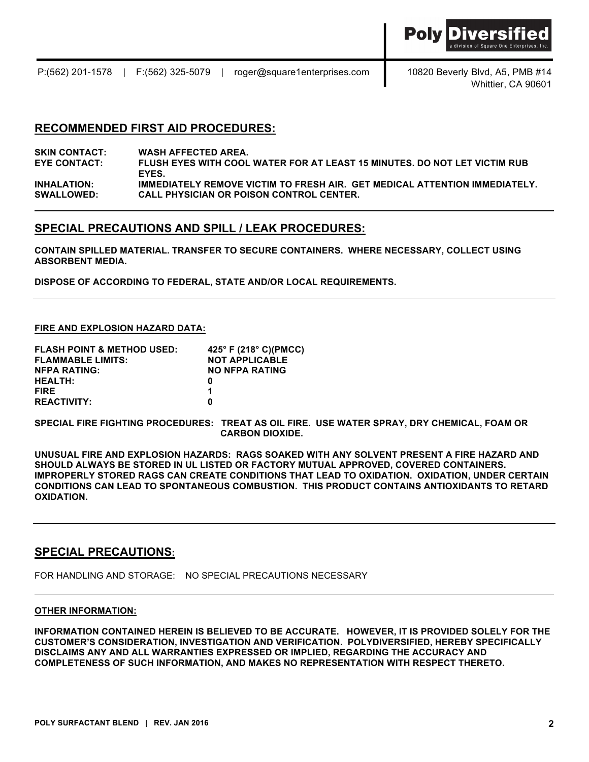## RECOMMENDED FIRST AID PROCEDURES:

| | |
|---|---|
| **SKIN CONTACT:** | **WASH AFFECTED AREA.** |
| **EYE CONTACT:** | **FLUSH EYES WITH COOL WATER FOR AT LEAST 15 MINUTES. DO NOT LET VICTIM RUB EYES.** |
| **INHALATION:** | **IMMEDIATELY REMOVE VICTIM TO FRESH AIR. GET MEDICAL ATTENTION IMMEDIATELY.** |
| **SWALLOWED:** | **CALL PHYSICIAN OR POISON CONTROL CENTER.** |

## SPECIAL PRECAUTIONS AND SPILL / LEAK PROCEDURES:

**CONTAIN SPILLED MATERIAL. TRANSFER TO SECURE CONTAINERS. WHERE NECESSARY, COLLECT USING ABSORBENT MEDIA.**

**DISPOSE OF ACCORDING TO FEDERAL, STATE AND/OR LOCAL REQUIREMENTS.**

### FIRE AND EXPLOSION HAZARD DATA:

| | |
|---|---|
| **FLASH POINT & METHOD USED:** | **425° F (218° C)(PMCC)** |
| **FLAMMABLE LIMITS:** | **NOT APPLICABLE** |
| **NFPA RATING:** | **NO NFPA RATING** |
| **HEALTH:** | **0** |
| **FIRE** | **1** |
| **REACTIVITY:** | **0** |

**SPECIAL FIRE FIGHTING PROCEDURES: TREAT AS OIL FIRE. USE WATER SPRAY, DRY CHEMICAL, FOAM OR CARBON DIOXIDE.**

**UNUSUAL FIRE AND EXPLOSION HAZARDS: RAGS SOAKED WITH ANY SOLVENT PRESENT A FIRE HAZARD AND SHOULD ALWAYS BE STORED IN UL LISTED OR FACTORY MUTUAL APPROVED, COVERED CONTAINERS. IMPROPERLY STORED RAGS CAN CREATE CONDITIONS THAT LEAD TO OXIDATION. OXIDATION, UNDER CERTAIN CONDITIONS CAN LEAD TO SPONTANEOUS COMBUSTION. THIS PRODUCT CONTAINS ANTIOXIDANTS TO RETARD OXIDATION.**

## SPECIAL PRECAUTIONS:

FOR HANDLING AND STORAGE: NO SPECIAL PRECAUTIONS NECESSARY

### OTHER INFORMATION:

**INFORMATION CONTAINED HEREIN IS BELIEVED TO BE ACCURATE. HOWEVER, IT IS PROVIDED SOLELY FOR THE CUSTOMER'S CONSIDERATION, INVESTIGATION AND VERIFICATION. POLYDIVERSIFIED, HEREBY SPECIFICALLY DISCLAIMS ANY AND ALL WARRANTIES EXPRESSED OR IMPLIED, REGARDING THE ACCURACY AND COMPLETENESS OF SUCH INFORMATION, AND MAKES NO REPRESENTATION WITH RESPECT THERETO.**